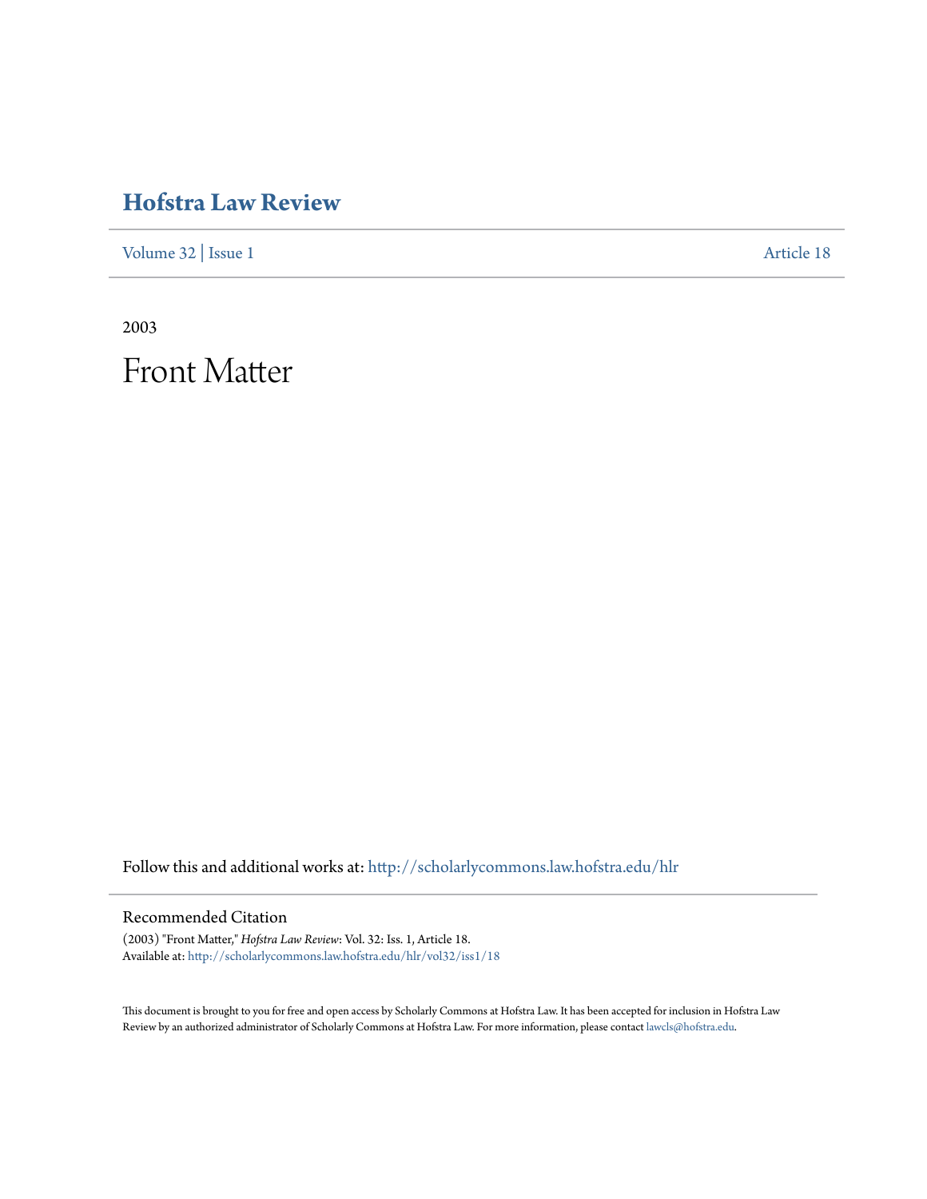# Hofstra Law Review

Volume 32 | Issue 1 Article 18

2003

# Front Matter

Follow this and additional works at: http://scholarlycommons.law.hofstra.edu/hlr

## Recommended Citation

(2003) "Front Matter," *Hofstra Law Review*: Vol. 32: Iss. 1, Article 18.
Available at: http://scholarlycommons.law.hofstra.edu/hlr/vol32/iss1/18

This document is brought to you for free and open access by Scholarly Commons at Hofstra Law. It has been accepted for inclusion in Hofstra Law Review by an authorized administrator of Scholarly Commons at Hofstra Law. For more information, please contact lawcls@hofstra.edu.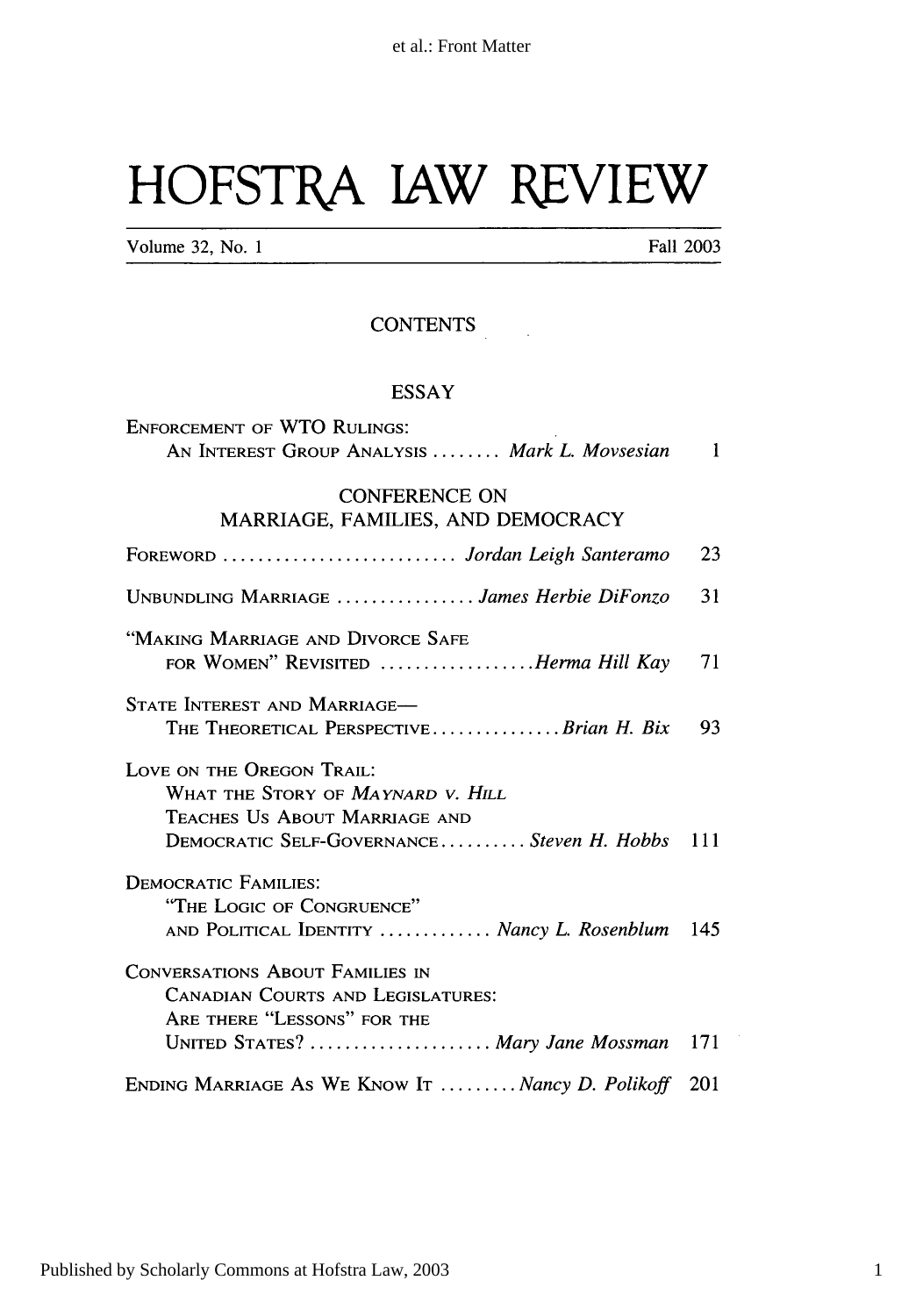# HOFSTRA LAW REVIEW

Volume 32, No. 1 Fall 2003

## CONTENTS

### ESSAY

ENFORCEMENT OF WTO RULINGS:
AN INTEREST GROUP ANALYSIS ........ *Mark L. Movsesian* 1

### CONFERENCE ON MARRIAGE, FAMILIES, AND DEMOCRACY

FOREWORD ........................... *Jordan Leigh Santeramo* 23

UNBUNDLING MARRIAGE ................ *James Herbie DiFonzo* 31

"MAKING MARRIAGE AND DIVORCE SAFE FOR WOMEN" REVISITED .................. *Herma Hill Kay* 71

STATE INTEREST AND MARRIAGE—
THE THEORETICAL PERSPECTIVE............... *Brian H. Bix* 93

LOVE ON THE OREGON TRAIL:
WHAT THE STORY OF *MAYNARD V. HILL* TEACHES US ABOUT MARRIAGE AND DEMOCRATIC SELF-GOVERNANCE.......... *Steven H. Hobbs* 111

DEMOCRATIC FAMILIES:
"THE LOGIC OF CONGRUENCE" AND POLITICAL IDENTITY ............. *Nancy L. Rosenblum* 145

CONVERSATIONS ABOUT FAMILIES IN CANADIAN COURTS AND LEGISLATURES:
ARE THERE "LESSONS" FOR THE UNITED STATES? ..................... *Mary Jane Mossman* 171

ENDING MARRIAGE AS WE KNOW IT ......... *Nancy D. Polikoff* 201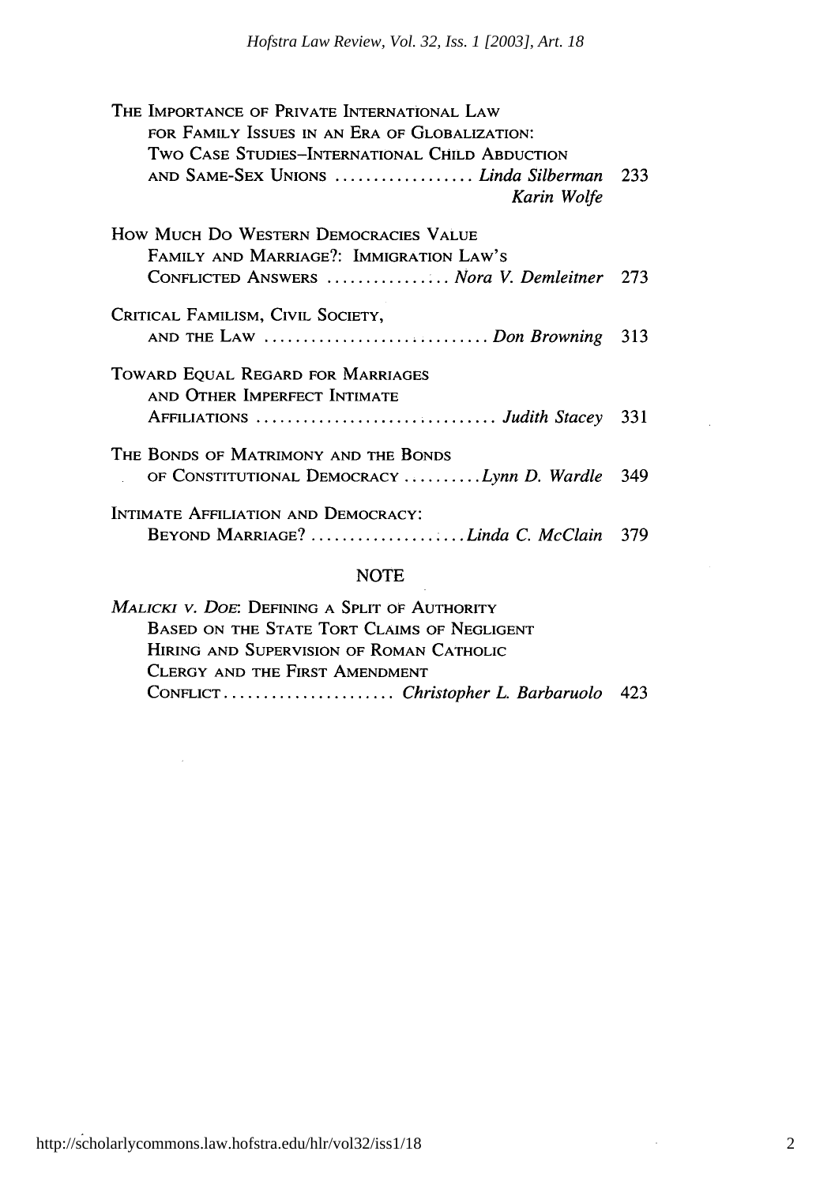THE IMPORTANCE OF PRIVATE INTERNATIONAL LAW FOR FAMILY ISSUES IN AN ERA OF GLOBALIZATION: TWO CASE STUDIES–INTERNATIONAL CHILD ABDUCTION AND SAME-SEX UNIONS .................. *Linda Silberman* *Karin Wolfe* 233

HOW MUCH DO WESTERN DEMOCRACIES VALUE FAMILY AND MARRIAGE?: IMMIGRATION LAW'S CONFLICTED ANSWERS ................ *Nora V. Demleitner* 273

CRITICAL FAMILISM, CIVIL SOCIETY, AND THE LAW ............................ *Don Browning* 313

TOWARD EQUAL REGARD FOR MARRIAGES AND OTHER IMPERFECT INTIMATE AFFILIATIONS .............................. *Judith Stacey* 331

THE BONDS OF MATRIMONY AND THE BONDS OF CONSTITUTIONAL DEMOCRACY ..........*Lynn D. Wardle* 349

INTIMATE AFFILIATION AND DEMOCRACY: BEYOND MARRIAGE? ....................*Linda C. McClain* 379

## NOTE

*MALICKI V. DOE*: DEFINING A SPLIT OF AUTHORITY BASED ON THE STATE TORT CLAIMS OF NEGLIGENT HIRING AND SUPERVISION OF ROMAN CATHOLIC CLERGY AND THE FIRST AMENDMENT CONFLICT...................... *Christopher L. Barbaruolo* 423